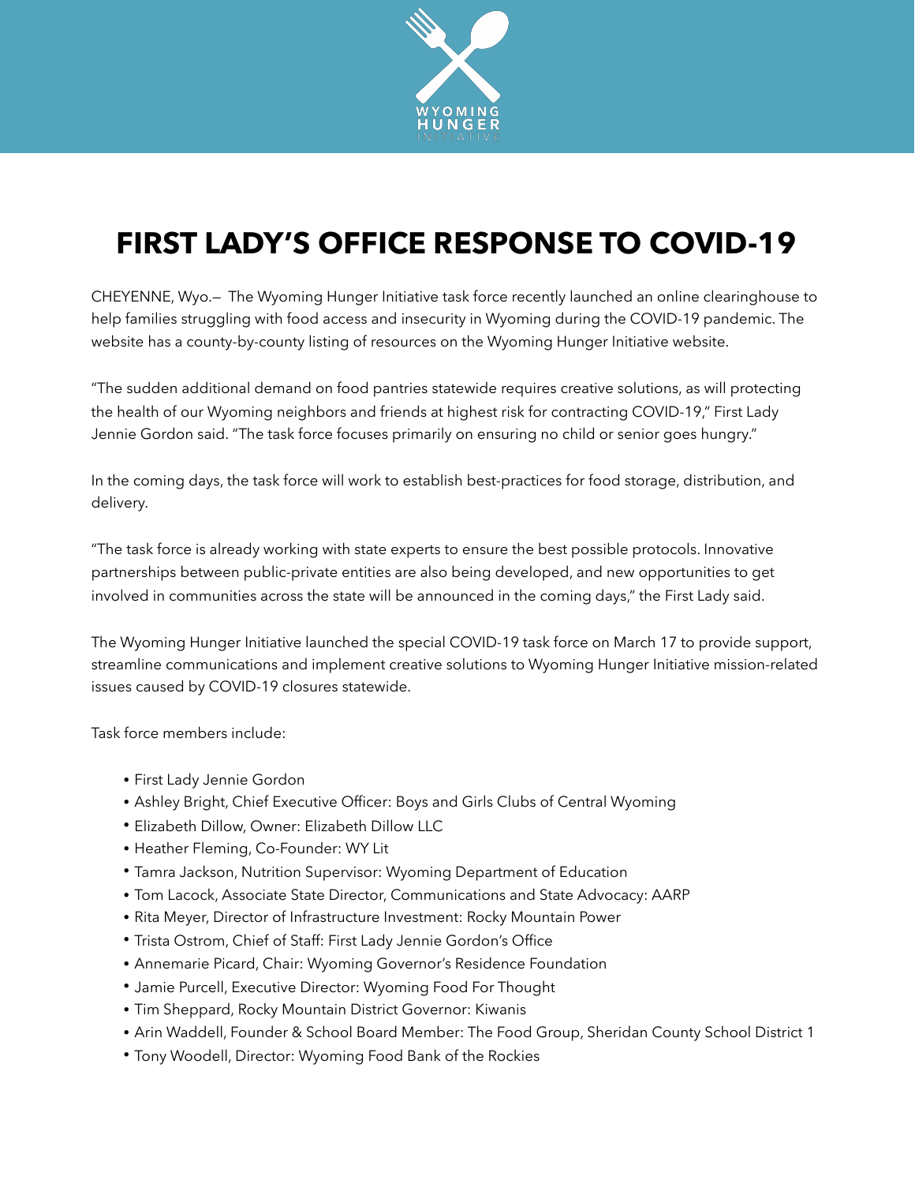WYOMING HUNGER INITIATIVE

# FIRST LADY'S OFFICE RESPONSE TO COVID-19

CHEYENNE, Wyo.— The Wyoming Hunger Initiative task force recently launched an online clearinghouse to help families struggling with food access and insecurity in Wyoming during the COVID-19 pandemic. The website has a county-by-county listing of resources on the Wyoming Hunger Initiative website.

"The sudden additional demand on food pantries statewide requires creative solutions, as will protecting the health of our Wyoming neighbors and friends at highest risk for contracting COVID-19," First Lady Jennie Gordon said. "The task force focuses primarily on ensuring no child or senior goes hungry."

In the coming days, the task force will work to establish best-practices for food storage, distribution, and delivery.

"The task force is already working with state experts to ensure the best possible protocols. Innovative partnerships between public-private entities are also being developed, and new opportunities to get involved in communities across the state will be announced in the coming days," the First Lady said.

The Wyoming Hunger Initiative launched the special COVID-19 task force on March 17 to provide support, streamline communications and implement creative solutions to Wyoming Hunger Initiative mission-related issues caused by COVID-19 closures statewide.

Task force members include:

- First Lady Jennie Gordon
- Ashley Bright, Chief Executive Officer: Boys and Girls Clubs of Central Wyoming
- Elizabeth Dillow, Owner: Elizabeth Dillow LLC
- Heather Fleming, Co-Founder: WY Lit
- Tamra Jackson, Nutrition Supervisor: Wyoming Department of Education
- Tom Lacock, Associate State Director, Communications and State Advocacy: AARP
- Rita Meyer, Director of Infrastructure Investment: Rocky Mountain Power
- Trista Ostrom, Chief of Staff: First Lady Jennie Gordon's Office
- Annemarie Picard, Chair: Wyoming Governor's Residence Foundation
- Jamie Purcell, Executive Director: Wyoming Food For Thought
- Tim Sheppard, Rocky Mountain District Governor: Kiwanis
- Arin Waddell, Founder & School Board Member: The Food Group, Sheridan County School District 1
- Tony Woodell, Director: Wyoming Food Bank of the Rockies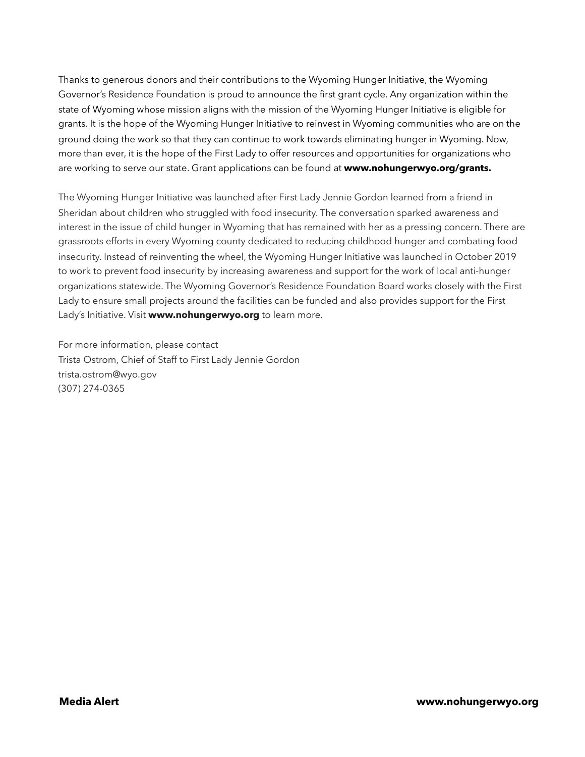Thanks to generous donors and their contributions to the Wyoming Hunger Initiative, the Wyoming Governor's Residence Foundation is proud to announce the first grant cycle. Any organization within the state of Wyoming whose mission aligns with the mission of the Wyoming Hunger Initiative is eligible for grants. It is the hope of the Wyoming Hunger Initiative to reinvest in Wyoming communities who are on the ground doing the work so that they can continue to work towards eliminating hunger in Wyoming. Now, more than ever, it is the hope of the First Lady to offer resources and opportunities for organizations who are working to serve our state. Grant applications can be found at **www.nohungerwyo.org/grants.**

The Wyoming Hunger Initiative was launched after First Lady Jennie Gordon learned from a friend in Sheridan about children who struggled with food insecurity. The conversation sparked awareness and interest in the issue of child hunger in Wyoming that has remained with her as a pressing concern. There are grassroots efforts in every Wyoming county dedicated to reducing childhood hunger and combating food insecurity. Instead of reinventing the wheel, the Wyoming Hunger Initiative was launched in October 2019 to work to prevent food insecurity by increasing awareness and support for the work of local anti-hunger organizations statewide. The Wyoming Governor's Residence Foundation Board works closely with the First Lady to ensure small projects around the facilities can be funded and also provides support for the First Lady's Initiative. Visit **www.nohungerwyo.org** to learn more.

For more information, please contact
Trista Ostrom, Chief of Staff to First Lady Jennie Gordon
trista.ostrom@wyo.gov
(307) 274-0365